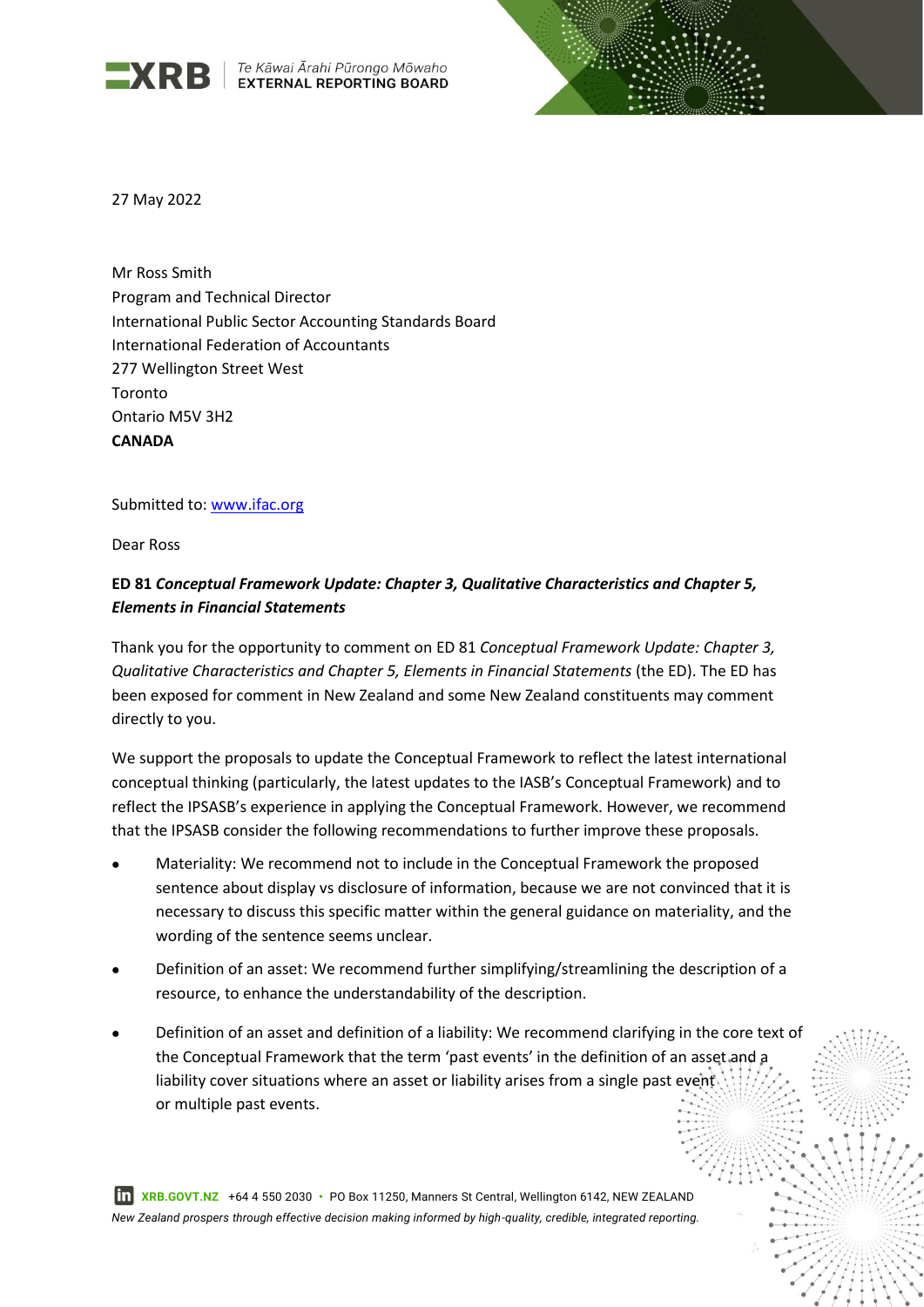XRB | Te Kāwai Ārahi Pūrongo Mōwaho
EXTERNAL REPORTING BOARD

27 May 2022

Mr Ross Smith
Program and Technical Director
International Public Sector Accounting Standards Board
International Federation of Accountants
277 Wellington Street West
Toronto
Ontario M5V 3H2
**CANADA**

Submitted to: www.ifac.org

Dear Ross

**ED 81 *Conceptual Framework Update: Chapter 3, Qualitative Characteristics and Chapter 5, Elements in Financial Statements***

Thank you for the opportunity to comment on ED 81 *Conceptual Framework Update: Chapter 3, Qualitative Characteristics and Chapter 5, Elements in Financial Statements* (the ED). The ED has been exposed for comment in New Zealand and some New Zealand constituents may comment directly to you.

We support the proposals to update the Conceptual Framework to reflect the latest international conceptual thinking (particularly, the latest updates to the IASB's Conceptual Framework) and to reflect the IPSASB's experience in applying the Conceptual Framework. However, we recommend that the IPSASB consider the following recommendations to further improve these proposals.

- Materiality: We recommend not to include in the Conceptual Framework the proposed sentence about display vs disclosure of information, because we are not convinced that it is necessary to discuss this specific matter within the general guidance on materiality, and the wording of the sentence seems unclear.
- Definition of an asset: We recommend further simplifying/streamlining the description of a resource, to enhance the understandability of the description.
- Definition of an asset and definition of a liability: We recommend clarifying in the core text of the Conceptual Framework that the term 'past events' in the definition of an asset and a liability cover situations where an asset or liability arises from a single past event or multiple past events.

XRB.GOVT.NZ +64 4 550 2030 • PO Box 11250, Manners St Central, Wellington 6142, NEW ZEALAND
*New Zealand prospers through effective decision making informed by high-quality, credible, integrated reporting.*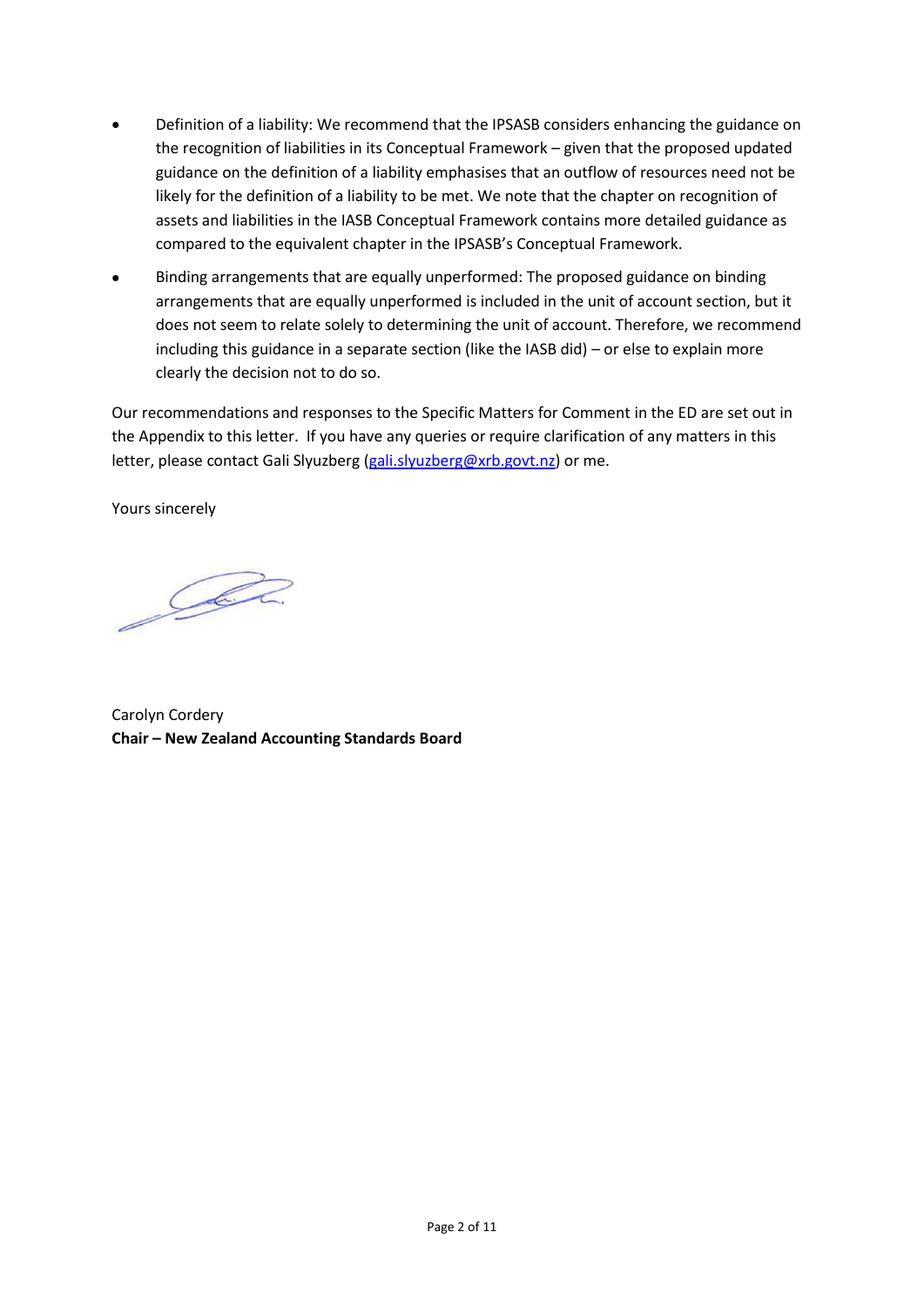- Definition of a liability: We recommend that the IPSASB considers enhancing the guidance on the recognition of liabilities in its Conceptual Framework – given that the proposed updated guidance on the definition of a liability emphasises that an outflow of resources need not be likely for the definition of a liability to be met. We note that the chapter on recognition of assets and liabilities in the IASB Conceptual Framework contains more detailed guidance as compared to the equivalent chapter in the IPSASB's Conceptual Framework.
- Binding arrangements that are equally unperformed: The proposed guidance on binding arrangements that are equally unperformed is included in the unit of account section, but it does not seem to relate solely to determining the unit of account. Therefore, we recommend including this guidance in a separate section (like the IASB did) – or else to explain more clearly the decision not to do so.

Our recommendations and responses to the Specific Matters for Comment in the ED are set out in the Appendix to this letter. If you have any queries or require clarification of any matters in this letter, please contact Gali Slyuzberg (gali.slyuzberg@xrb.govt.nz) or me.

Yours sincerely

Carolyn Cordery
**Chair – New Zealand Accounting Standards Board**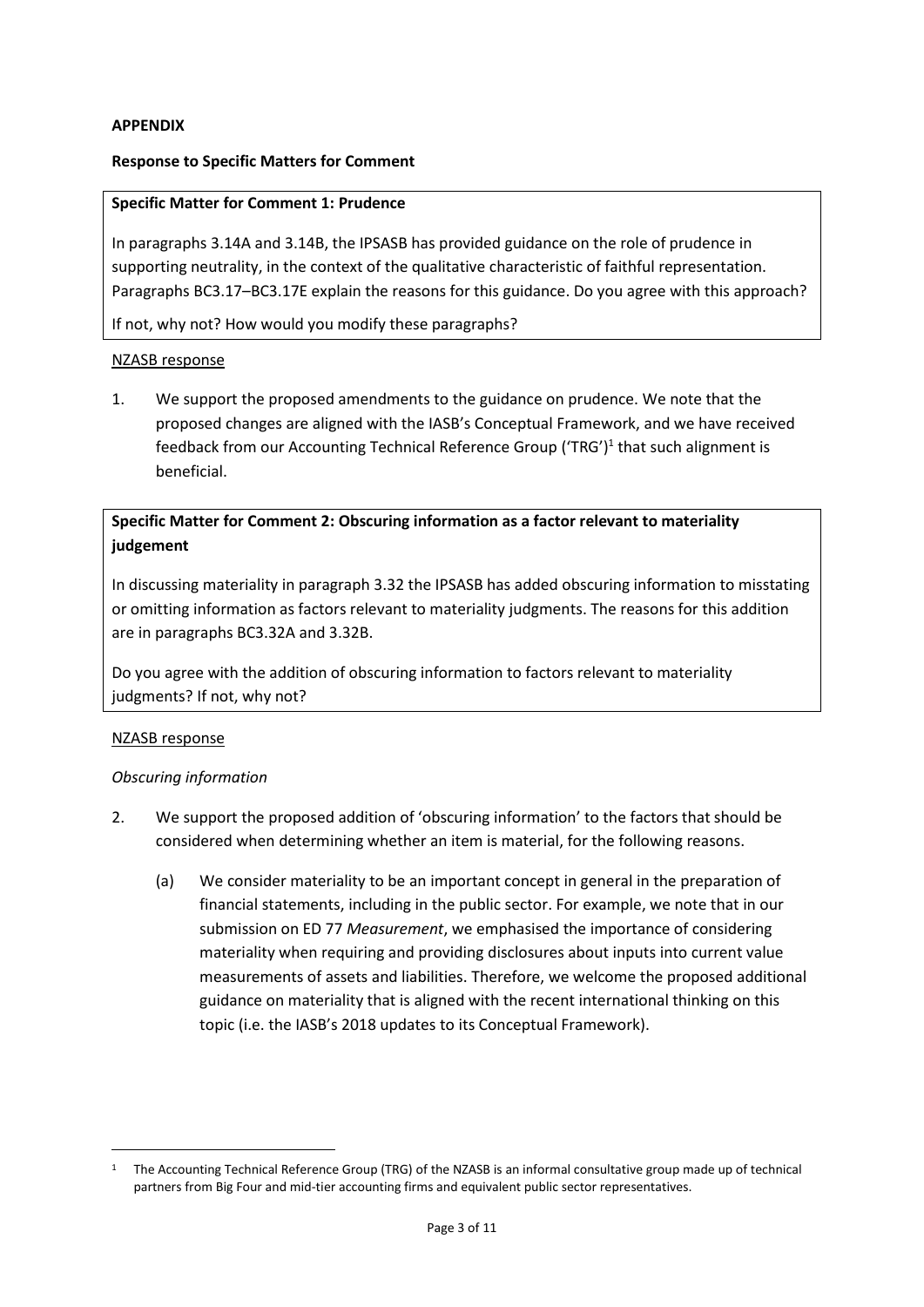**APPENDIX**

**Response to Specific Matters for Comment**

**Specific Matter for Comment 1: Prudence**

In paragraphs 3.14A and 3.14B, the IPSASB has provided guidance on the role of prudence in supporting neutrality, in the context of the qualitative characteristic of faithful representation. Paragraphs BC3.17–BC3.17E explain the reasons for this guidance. Do you agree with this approach?

If not, why not? How would you modify these paragraphs?

NZASB response

1. We support the proposed amendments to the guidance on prudence. We note that the proposed changes are aligned with the IASB's Conceptual Framework, and we have received feedback from our Accounting Technical Reference Group ('TRG')[1] that such alignment is beneficial.

**Specific Matter for Comment 2: Obscuring information as a factor relevant to materiality judgement**

In discussing materiality in paragraph 3.32 the IPSASB has added obscuring information to misstating or omitting information as factors relevant to materiality judgments. The reasons for this addition are in paragraphs BC3.32A and 3.32B.

Do you agree with the addition of obscuring information to factors relevant to materiality judgments? If not, why not?

NZASB response

*Obscuring information*

2. We support the proposed addition of 'obscuring information' to the factors that should be considered when determining whether an item is material, for the following reasons.

   (a) We consider materiality to be an important concept in general in the preparation of financial statements, including in the public sector. For example, we note that in our submission on ED 77 *Measurement*, we emphasised the importance of considering materiality when requiring and providing disclosures about inputs into current value measurements of assets and liabilities. Therefore, we welcome the proposed additional guidance on materiality that is aligned with the recent international thinking on this topic (i.e. the IASB's 2018 updates to its Conceptual Framework).

[1] The Accounting Technical Reference Group (TRG) of the NZASB is an informal consultative group made up of technical partners from Big Four and mid-tier accounting firms and equivalent public sector representatives.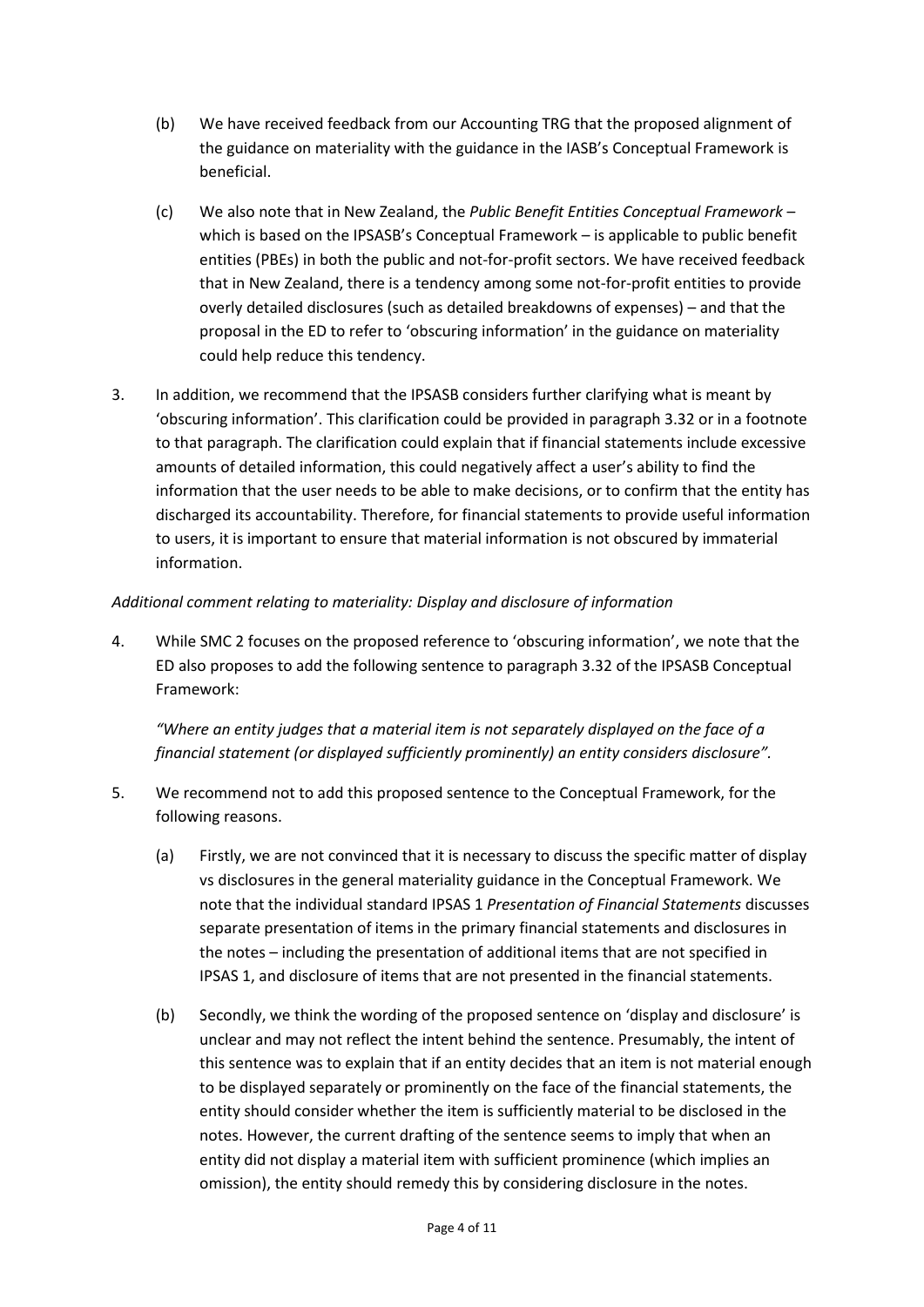(b) We have received feedback from our Accounting TRG that the proposed alignment of the guidance on materiality with the guidance in the IASB's Conceptual Framework is beneficial.

(c) We also note that in New Zealand, the *Public Benefit Entities Conceptual Framework* – which is based on the IPSASB's Conceptual Framework – is applicable to public benefit entities (PBEs) in both the public and not-for-profit sectors. We have received feedback that in New Zealand, there is a tendency among some not-for-profit entities to provide overly detailed disclosures (such as detailed breakdowns of expenses) – and that the proposal in the ED to refer to 'obscuring information' in the guidance on materiality could help reduce this tendency.

3. In addition, we recommend that the IPSASB considers further clarifying what is meant by 'obscuring information'. This clarification could be provided in paragraph 3.32 or in a footnote to that paragraph. The clarification could explain that if financial statements include excessive amounts of detailed information, this could negatively affect a user's ability to find the information that the user needs to be able to make decisions, or to confirm that the entity has discharged its accountability. Therefore, for financial statements to provide useful information to users, it is important to ensure that material information is not obscured by immaterial information.

*Additional comment relating to materiality: Display and disclosure of information*

4. While SMC 2 focuses on the proposed reference to 'obscuring information', we note that the ED also proposes to add the following sentence to paragraph 3.32 of the IPSASB Conceptual Framework:

*"Where an entity judges that a material item is not separately displayed on the face of a financial statement (or displayed sufficiently prominently) an entity considers disclosure".*

5. We recommend not to add this proposed sentence to the Conceptual Framework, for the following reasons.

(a) Firstly, we are not convinced that it is necessary to discuss the specific matter of display vs disclosures in the general materiality guidance in the Conceptual Framework. We note that the individual standard IPSAS 1 *Presentation of Financial Statements* discusses separate presentation of items in the primary financial statements and disclosures in the notes – including the presentation of additional items that are not specified in IPSAS 1, and disclosure of items that are not presented in the financial statements.

(b) Secondly, we think the wording of the proposed sentence on 'display and disclosure' is unclear and may not reflect the intent behind the sentence. Presumably, the intent of this sentence was to explain that if an entity decides that an item is not material enough to be displayed separately or prominently on the face of the financial statements, the entity should consider whether the item is sufficiently material to be disclosed in the notes. However, the current drafting of the sentence seems to imply that when an entity did not display a material item with sufficient prominence (which implies an omission), the entity should remedy this by considering disclosure in the notes.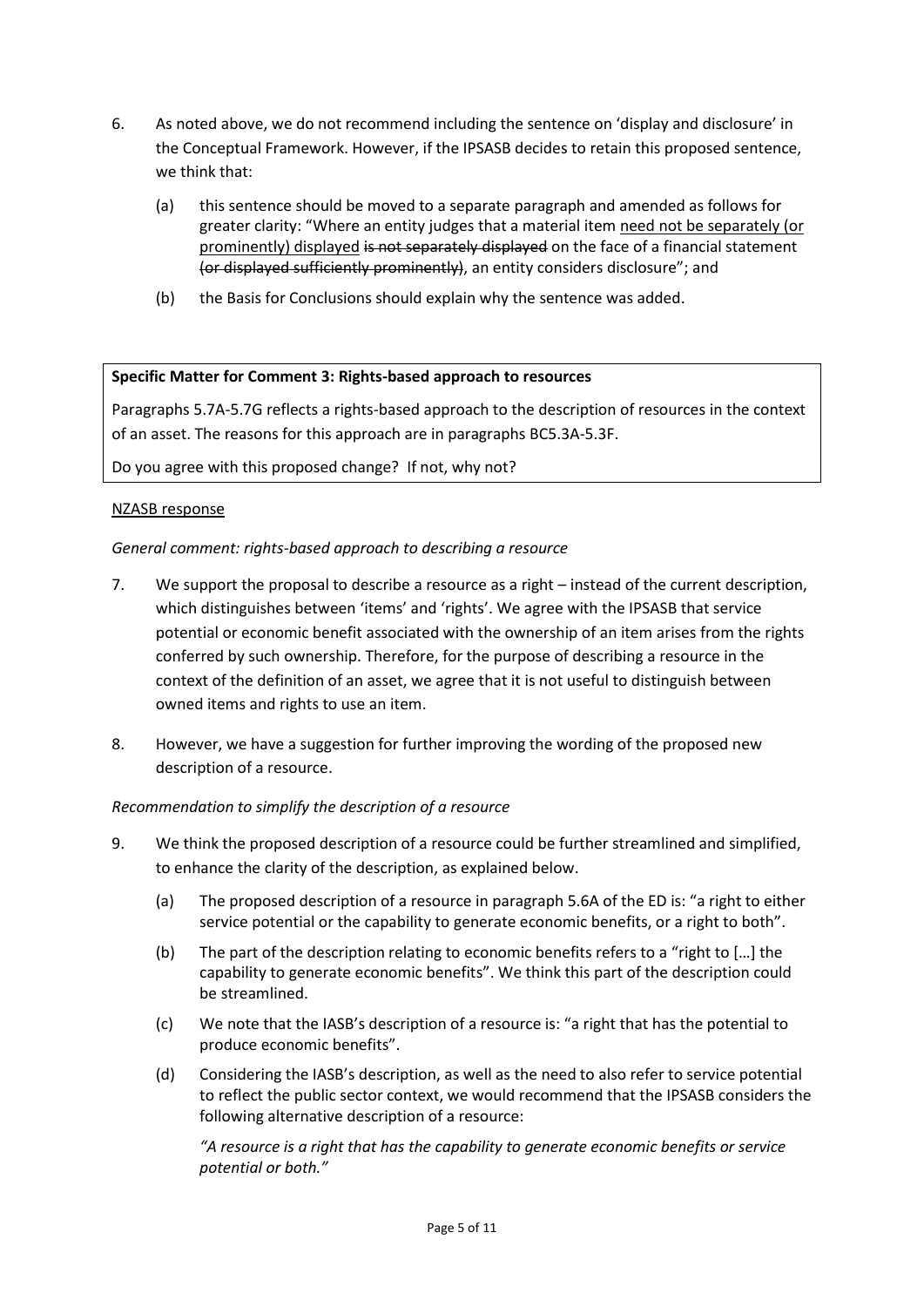6. As noted above, we do not recommend including the sentence on 'display and disclosure' in the Conceptual Framework. However, if the IPSASB decides to retain this proposed sentence, we think that:

   (a) this sentence should be moved to a separate paragraph and amended as follows for greater clarity: "Where an entity judges that a material item <u>need not be separately (or prominently) displayed</u> ~~is not separately displayed~~ on the face of a financial statement ~~(or displayed sufficiently prominently)~~, an entity considers disclosure"; and

   (b) the Basis for Conclusions should explain why the sentence was added.

| **Specific Matter for Comment 3: Rights-based approach to resources** |
|---|
| Paragraphs 5.7A-5.7G reflects a rights-based approach to the description of resources in the context of an asset. The reasons for this approach are in paragraphs BC5.3A-5.3F. |
| Do you agree with this proposed change? If not, why not? |

<u>NZASB response</u>

*General comment: rights-based approach to describing a resource*

7. We support the proposal to describe a resource as a right – instead of the current description, which distinguishes between 'items' and 'rights'. We agree with the IPSASB that service potential or economic benefit associated with the ownership of an item arises from the rights conferred by such ownership. Therefore, for the purpose of describing a resource in the context of the definition of an asset, we agree that it is not useful to distinguish between owned items and rights to use an item.

8. However, we have a suggestion for further improving the wording of the proposed new description of a resource.

*Recommendation to simplify the description of a resource*

9. We think the proposed description of a resource could be further streamlined and simplified, to enhance the clarity of the description, as explained below.

   (a) The proposed description of a resource in paragraph 5.6A of the ED is: "a right to either service potential or the capability to generate economic benefits, or a right to both".

   (b) The part of the description relating to economic benefits refers to a "right to […] the capability to generate economic benefits". We think this part of the description could be streamlined.

   (c) We note that the IASB's description of a resource is: "a right that has the potential to produce economic benefits".

   (d) Considering the IASB's description, as well as the need to also refer to service potential to reflect the public sector context, we would recommend that the IPSASB considers the following alternative description of a resource:

   *"A resource is a right that has the capability to generate economic benefits or service potential or both."*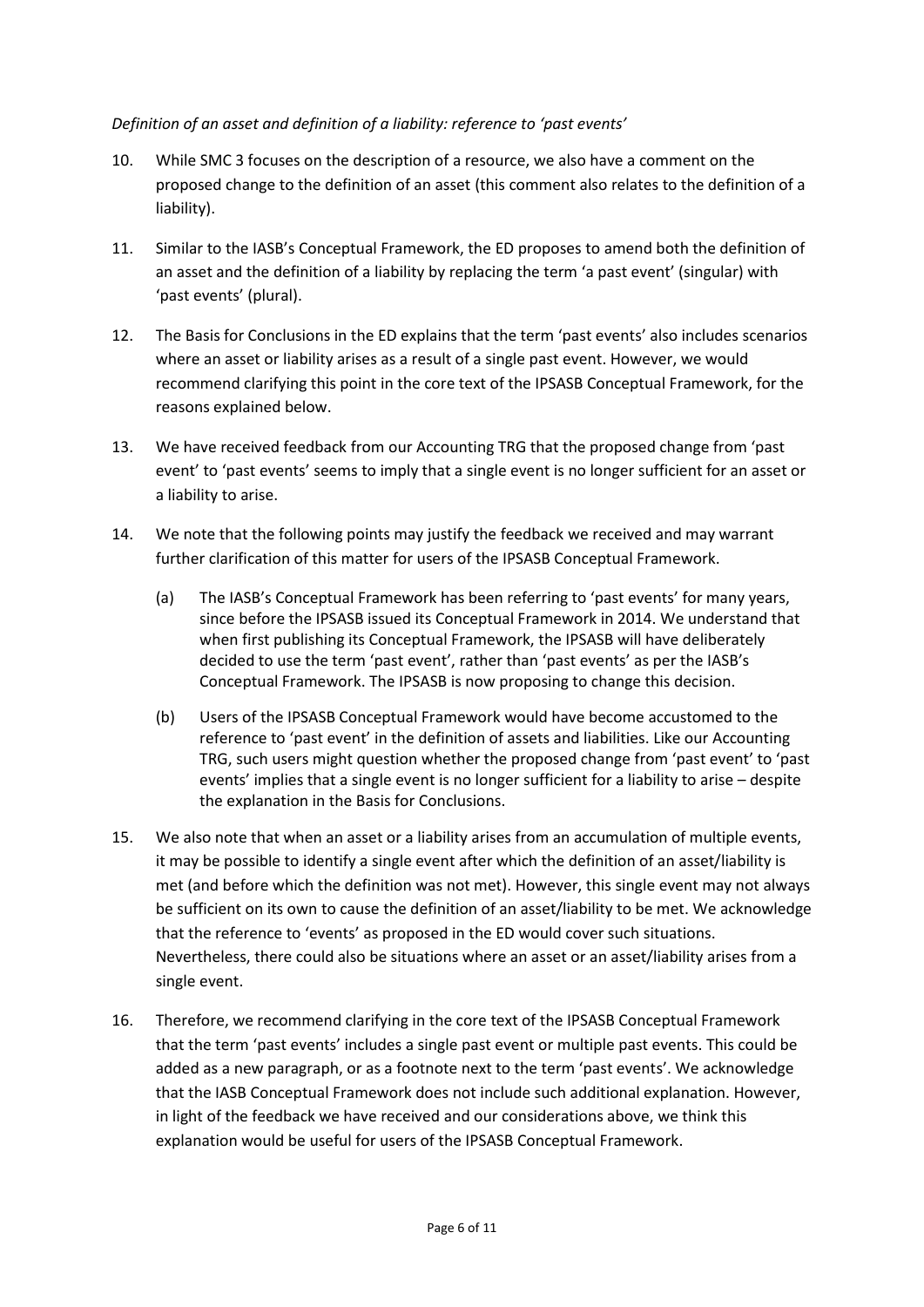*Definition of an asset and definition of a liability: reference to 'past events'*

10. While SMC 3 focuses on the description of a resource, we also have a comment on the proposed change to the definition of an asset (this comment also relates to the definition of a liability).

11. Similar to the IASB's Conceptual Framework, the ED proposes to amend both the definition of an asset and the definition of a liability by replacing the term 'a past event' (singular) with 'past events' (plural).

12. The Basis for Conclusions in the ED explains that the term 'past events' also includes scenarios where an asset or liability arises as a result of a single past event. However, we would recommend clarifying this point in the core text of the IPSASB Conceptual Framework, for the reasons explained below.

13. We have received feedback from our Accounting TRG that the proposed change from 'past event' to 'past events' seems to imply that a single event is no longer sufficient for an asset or a liability to arise.

14. We note that the following points may justify the feedback we received and may warrant further clarification of this matter for users of the IPSASB Conceptual Framework.

    (a) The IASB's Conceptual Framework has been referring to 'past events' for many years, since before the IPSASB issued its Conceptual Framework in 2014. We understand that when first publishing its Conceptual Framework, the IPSASB will have deliberately decided to use the term 'past event', rather than 'past events' as per the IASB's Conceptual Framework. The IPSASB is now proposing to change this decision.

    (b) Users of the IPSASB Conceptual Framework would have become accustomed to the reference to 'past event' in the definition of assets and liabilities. Like our Accounting TRG, such users might question whether the proposed change from 'past event' to 'past events' implies that a single event is no longer sufficient for a liability to arise – despite the explanation in the Basis for Conclusions.

15. We also note that when an asset or a liability arises from an accumulation of multiple events, it may be possible to identify a single event after which the definition of an asset/liability is met (and before which the definition was not met). However, this single event may not always be sufficient on its own to cause the definition of an asset/liability to be met. We acknowledge that the reference to 'events' as proposed in the ED would cover such situations. Nevertheless, there could also be situations where an asset or an asset/liability arises from a single event.

16. Therefore, we recommend clarifying in the core text of the IPSASB Conceptual Framework that the term 'past events' includes a single past event or multiple past events. This could be added as a new paragraph, or as a footnote next to the term 'past events'. We acknowledge that the IASB Conceptual Framework does not include such additional explanation. However, in light of the feedback we have received and our considerations above, we think this explanation would be useful for users of the IPSASB Conceptual Framework.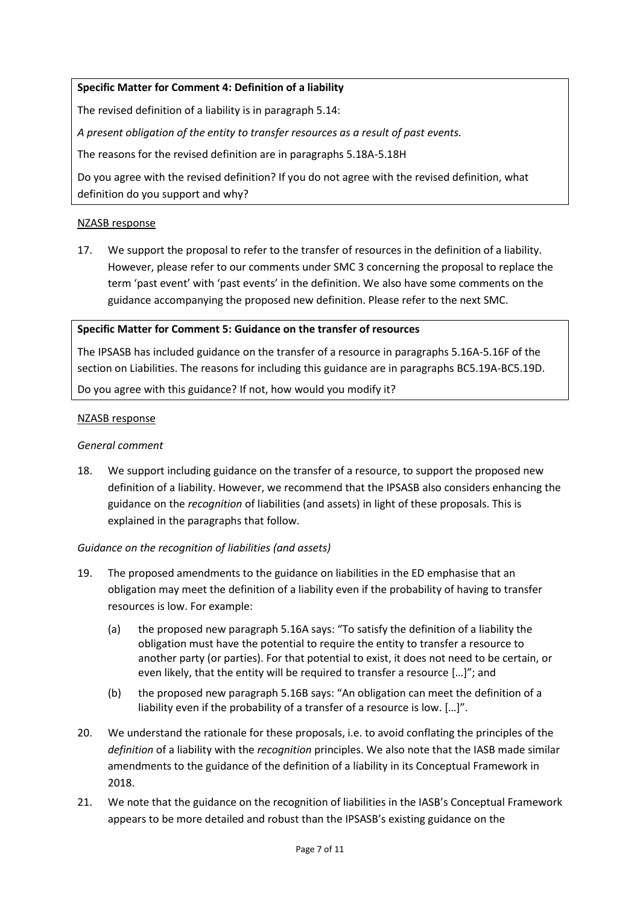**Specific Matter for Comment 4: Definition of a liability**

The revised definition of a liability is in paragraph 5.14:

*A present obligation of the entity to transfer resources as a result of past events.*

The reasons for the revised definition are in paragraphs 5.18A-5.18H

Do you agree with the revised definition? If you do not agree with the revised definition, what definition do you support and why?

<u>NZASB response</u>

17. We support the proposal to refer to the transfer of resources in the definition of a liability. However, please refer to our comments under SMC 3 concerning the proposal to replace the term 'past event' with 'past events' in the definition. We also have some comments on the guidance accompanying the proposed new definition. Please refer to the next SMC.

**Specific Matter for Comment 5: Guidance on the transfer of resources**

The IPSASB has included guidance on the transfer of a resource in paragraphs 5.16A-5.16F of the section on Liabilities. The reasons for including this guidance are in paragraphs BC5.19A-BC5.19D.

Do you agree with this guidance? If not, how would you modify it?

<u>NZASB response</u>

*General comment*

18. We support including guidance on the transfer of a resource, to support the proposed new definition of a liability. However, we recommend that the IPSASB also considers enhancing the guidance on the *recognition* of liabilities (and assets) in light of these proposals. This is explained in the paragraphs that follow.

*Guidance on the recognition of liabilities (and assets)*

19. The proposed amendments to the guidance on liabilities in the ED emphasise that an obligation may meet the definition of a liability even if the probability of having to transfer resources is low. For example:

    (a) the proposed new paragraph 5.16A says: "To satisfy the definition of a liability the obligation must have the potential to require the entity to transfer a resource to another party (or parties). For that potential to exist, it does not need to be certain, or even likely, that the entity will be required to transfer a resource […]"; and

    (b) the proposed new paragraph 5.16B says: "An obligation can meet the definition of a liability even if the probability of a transfer of a resource is low. […]".

20. We understand the rationale for these proposals, i.e. to avoid conflating the principles of the *definition* of a liability with the *recognition* principles. We also note that the IASB made similar amendments to the guidance of the definition of a liability in its Conceptual Framework in 2018.

21. We note that the guidance on the recognition of liabilities in the IASB's Conceptual Framework appears to be more detailed and robust than the IPSASB's existing guidance on the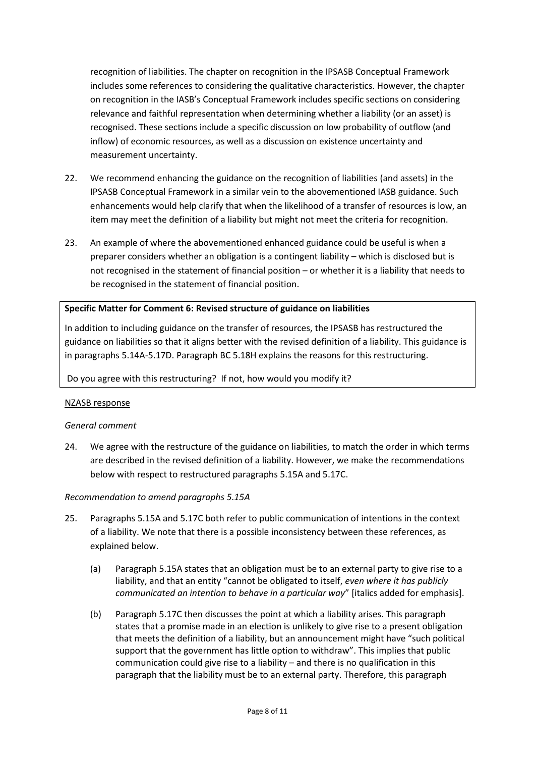recognition of liabilities. The chapter on recognition in the IPSASB Conceptual Framework includes some references to considering the qualitative characteristics. However, the chapter on recognition in the IASB's Conceptual Framework includes specific sections on considering relevance and faithful representation when determining whether a liability (or an asset) is recognised. These sections include a specific discussion on low probability of outflow (and inflow) of economic resources, as well as a discussion on existence uncertainty and measurement uncertainty.

22. We recommend enhancing the guidance on the recognition of liabilities (and assets) in the IPSASB Conceptual Framework in a similar vein to the abovementioned IASB guidance. Such enhancements would help clarify that when the likelihood of a transfer of resources is low, an item may meet the definition of a liability but might not meet the criteria for recognition.

23. An example of where the abovementioned enhanced guidance could be useful is when a preparer considers whether an obligation is a contingent liability – which is disclosed but is not recognised in the statement of financial position – or whether it is a liability that needs to be recognised in the statement of financial position.

**Specific Matter for Comment 6: Revised structure of guidance on liabilities**

In addition to including guidance on the transfer of resources, the IPSASB has restructured the guidance on liabilities so that it aligns better with the revised definition of a liability. This guidance is in paragraphs 5.14A-5.17D. Paragraph BC 5.18H explains the reasons for this restructuring.

Do you agree with this restructuring? If not, how would you modify it?

NZASB response

*General comment*

24. We agree with the restructure of the guidance on liabilities, to match the order in which terms are described in the revised definition of a liability. However, we make the recommendations below with respect to restructured paragraphs 5.15A and 5.17C.

*Recommendation to amend paragraphs 5.15A*

25. Paragraphs 5.15A and 5.17C both refer to public communication of intentions in the context of a liability. We note that there is a possible inconsistency between these references, as explained below.

    (a) Paragraph 5.15A states that an obligation must be to an external party to give rise to a liability, and that an entity "cannot be obligated to itself, *even where it has publicly communicated an intention to behave in a particular way*" [italics added for emphasis].

    (b) Paragraph 5.17C then discusses the point at which a liability arises. This paragraph states that a promise made in an election is unlikely to give rise to a present obligation that meets the definition of a liability, but an announcement might have "such political support that the government has little option to withdraw". This implies that public communication could give rise to a liability – and there is no qualification in this paragraph that the liability must be to an external party. Therefore, this paragraph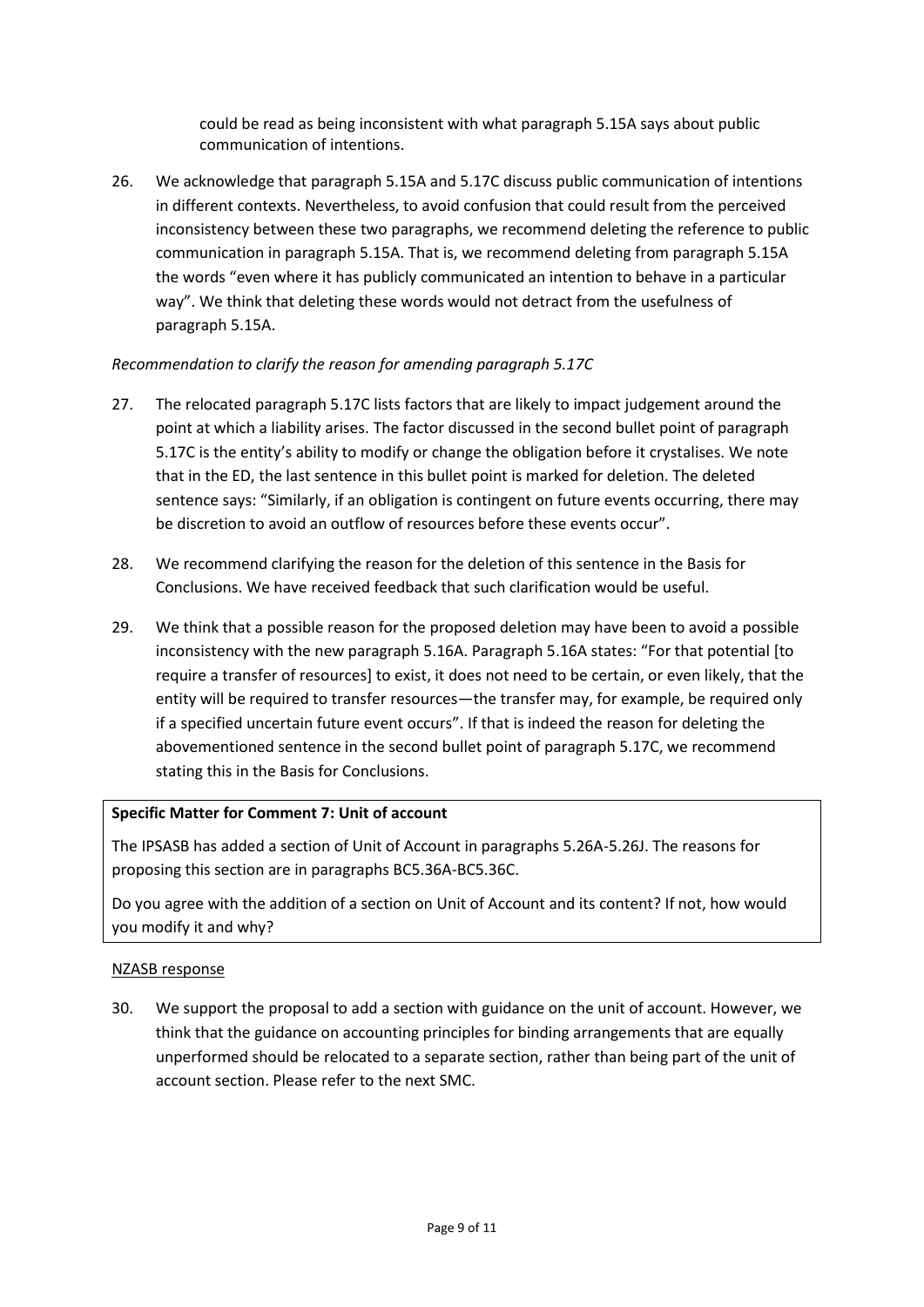could be read as being inconsistent with what paragraph 5.15A says about public communication of intentions.

26. We acknowledge that paragraph 5.15A and 5.17C discuss public communication of intentions in different contexts. Nevertheless, to avoid confusion that could result from the perceived inconsistency between these two paragraphs, we recommend deleting the reference to public communication in paragraph 5.15A. That is, we recommend deleting from paragraph 5.15A the words "even where it has publicly communicated an intention to behave in a particular way". We think that deleting these words would not detract from the usefulness of paragraph 5.15A.

*Recommendation to clarify the reason for amending paragraph 5.17C*

27. The relocated paragraph 5.17C lists factors that are likely to impact judgement around the point at which a liability arises. The factor discussed in the second bullet point of paragraph 5.17C is the entity's ability to modify or change the obligation before it crystalises. We note that in the ED, the last sentence in this bullet point is marked for deletion. The deleted sentence says: "Similarly, if an obligation is contingent on future events occurring, there may be discretion to avoid an outflow of resources before these events occur".

28. We recommend clarifying the reason for the deletion of this sentence in the Basis for Conclusions. We have received feedback that such clarification would be useful.

29. We think that a possible reason for the proposed deletion may have been to avoid a possible inconsistency with the new paragraph 5.16A. Paragraph 5.16A states: "For that potential [to require a transfer of resources] to exist, it does not need to be certain, or even likely, that the entity will be required to transfer resources—the transfer may, for example, be required only if a specified uncertain future event occurs". If that is indeed the reason for deleting the abovementioned sentence in the second bullet point of paragraph 5.17C, we recommend stating this in the Basis for Conclusions.

**Specific Matter for Comment 7: Unit of account**

The IPSASB has added a section of Unit of Account in paragraphs 5.26A-5.26J. The reasons for proposing this section are in paragraphs BC5.36A-BC5.36C.

Do you agree with the addition of a section on Unit of Account and its content? If not, how would you modify it and why?

NZASB response

30. We support the proposal to add a section with guidance on the unit of account. However, we think that the guidance on accounting principles for binding arrangements that are equally unperformed should be relocated to a separate section, rather than being part of the unit of account section. Please refer to the next SMC.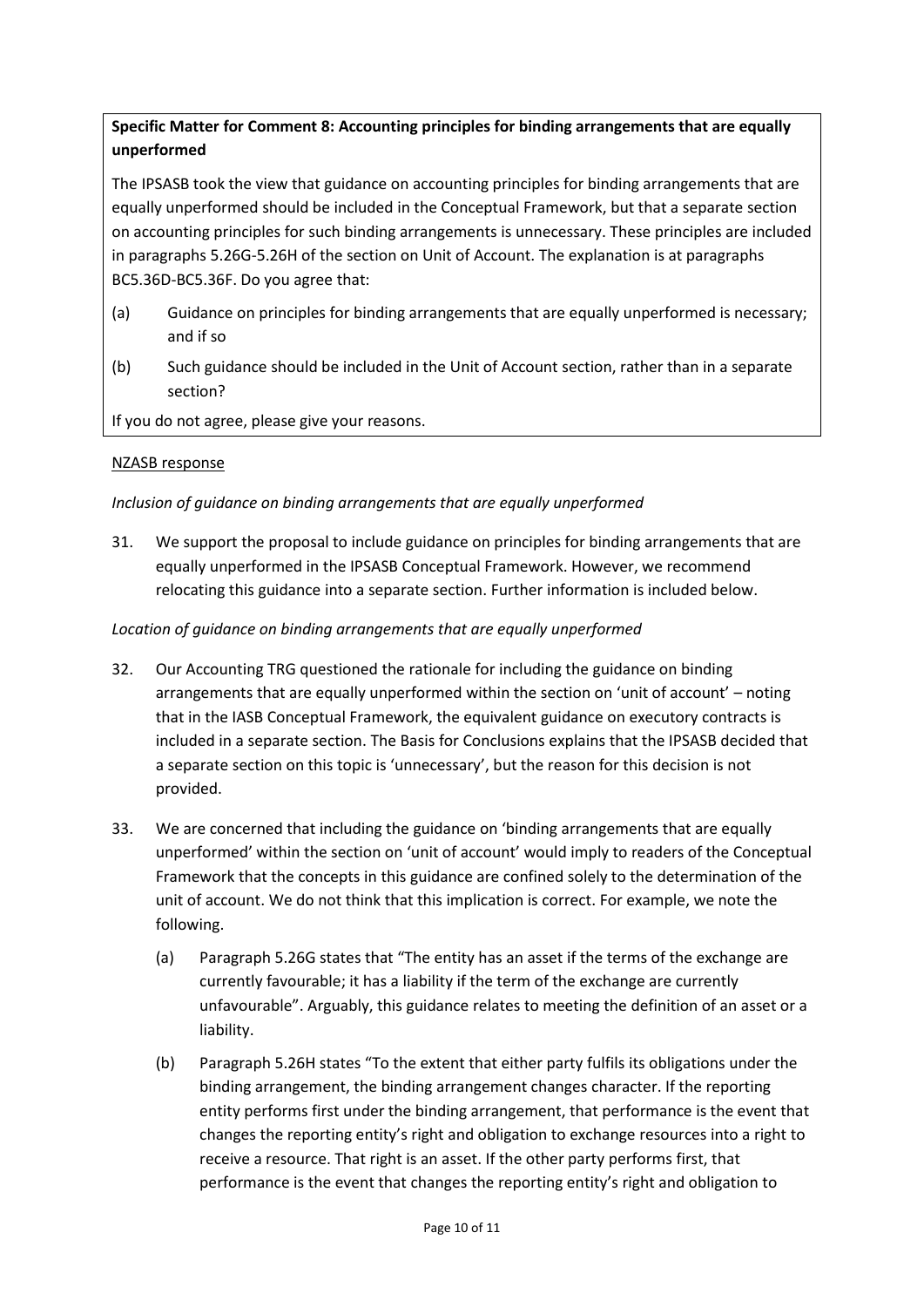**Specific Matter for Comment 8: Accounting principles for binding arrangements that are equally unperformed**

The IPSASB took the view that guidance on accounting principles for binding arrangements that are equally unperformed should be included in the Conceptual Framework, but that a separate section on accounting principles for such binding arrangements is unnecessary. These principles are included in paragraphs 5.26G-5.26H of the section on Unit of Account. The explanation is at paragraphs BC5.36D-BC5.36F. Do you agree that:

(a) Guidance on principles for binding arrangements that are equally unperformed is necessary; and if so

(b) Such guidance should be included in the Unit of Account section, rather than in a separate section?

If you do not agree, please give your reasons.

NZASB response

*Inclusion of guidance on binding arrangements that are equally unperformed*

31. We support the proposal to include guidance on principles for binding arrangements that are equally unperformed in the IPSASB Conceptual Framework. However, we recommend relocating this guidance into a separate section. Further information is included below.

*Location of guidance on binding arrangements that are equally unperformed*

32. Our Accounting TRG questioned the rationale for including the guidance on binding arrangements that are equally unperformed within the section on 'unit of account' – noting that in the IASB Conceptual Framework, the equivalent guidance on executory contracts is included in a separate section. The Basis for Conclusions explains that the IPSASB decided that a separate section on this topic is 'unnecessary', but the reason for this decision is not provided.

33. We are concerned that including the guidance on 'binding arrangements that are equally unperformed' within the section on 'unit of account' would imply to readers of the Conceptual Framework that the concepts in this guidance are confined solely to the determination of the unit of account. We do not think that this implication is correct. For example, we note the following.

    (a) Paragraph 5.26G states that "The entity has an asset if the terms of the exchange are currently favourable; it has a liability if the term of the exchange are currently unfavourable". Arguably, this guidance relates to meeting the definition of an asset or a liability.

    (b) Paragraph 5.26H states "To the extent that either party fulfils its obligations under the binding arrangement, the binding arrangement changes character. If the reporting entity performs first under the binding arrangement, that performance is the event that changes the reporting entity's right and obligation to exchange resources into a right to receive a resource. That right is an asset. If the other party performs first, that performance is the event that changes the reporting entity's right and obligation to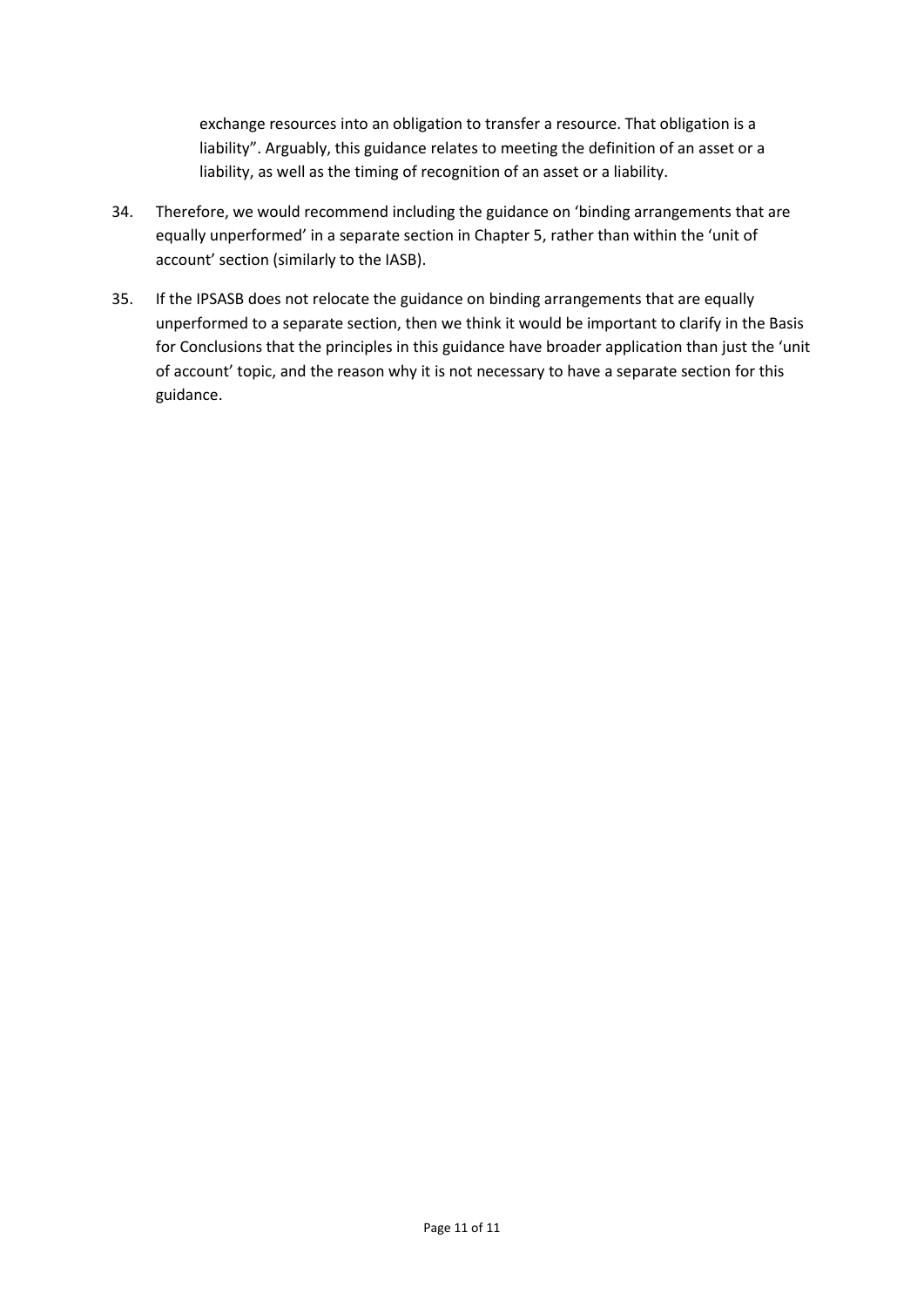exchange resources into an obligation to transfer a resource. That obligation is a liability". Arguably, this guidance relates to meeting the definition of an asset or a liability, as well as the timing of recognition of an asset or a liability.

34. Therefore, we would recommend including the guidance on 'binding arrangements that are equally unperformed' in a separate section in Chapter 5, rather than within the 'unit of account' section (similarly to the IASB).

35. If the IPSASB does not relocate the guidance on binding arrangements that are equally unperformed to a separate section, then we think it would be important to clarify in the Basis for Conclusions that the principles in this guidance have broader application than just the 'unit of account' topic, and the reason why it is not necessary to have a separate section for this guidance.